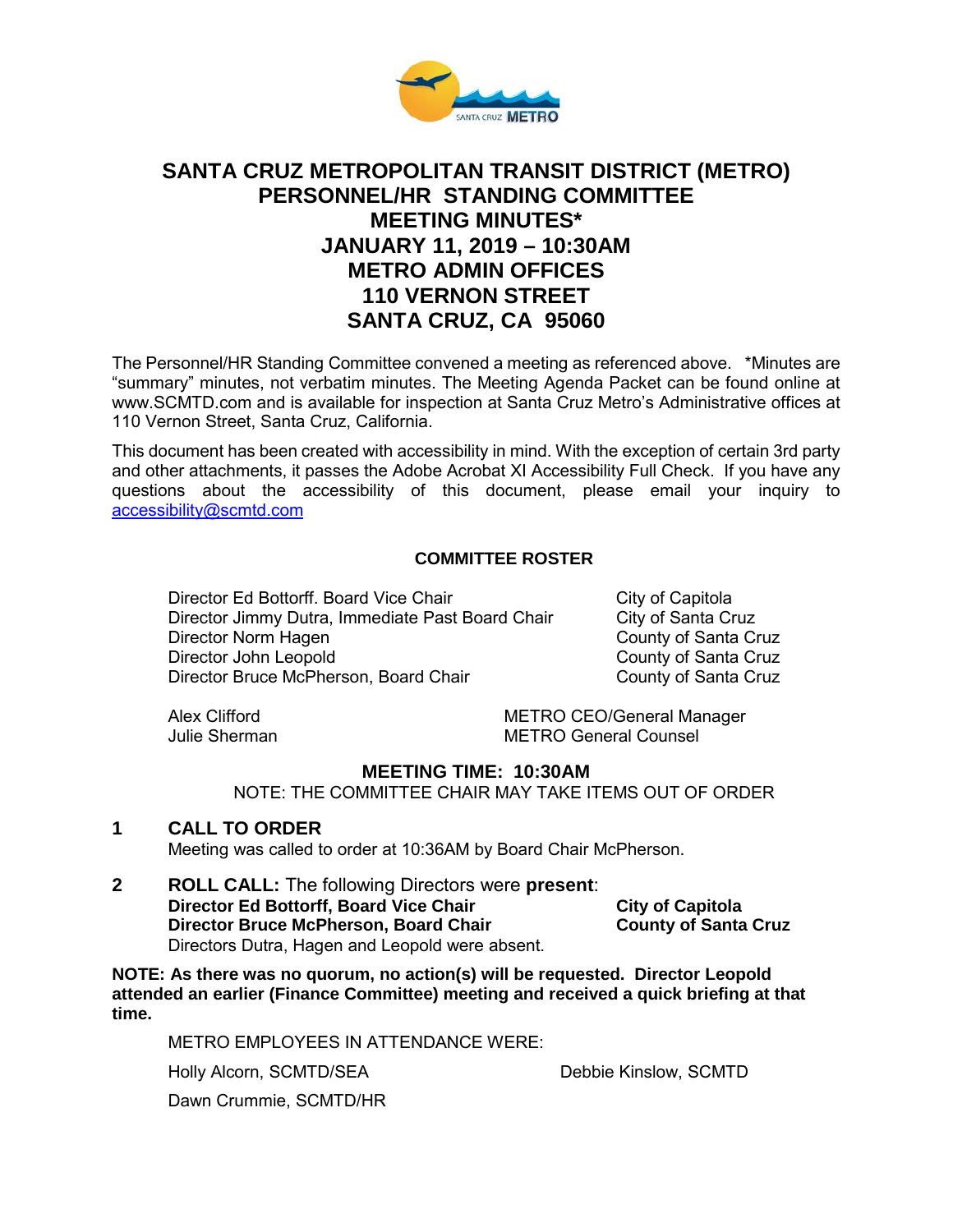# SANTA CRUZ METROPOLITAN TRANSIT DISTRICT (METRO)
# PERSONNEL/HR STANDING COMMITTEE
# MEETING MINUTES*
# JANUARY 11, 2019 – 10:30AM
# METRO ADMIN OFFICES
# 110 VERNON STREET
# SANTA CRUZ, CA 95060

The Personnel/HR Standing Committee convened a meeting as referenced above. *Minutes are "summary" minutes, not verbatim minutes. The Meeting Agenda Packet can be found online at www.SCMTD.com and is available for inspection at Santa Cruz Metro's Administrative offices at 110 Vernon Street, Santa Cruz, California.

This document has been created with accessibility in mind. With the exception of certain 3rd party and other attachments, it passes the Adobe Acrobat XI Accessibility Full Check. If you have any questions about the accessibility of this document, please email your inquiry to accessibility@scmtd.com

**COMMITTEE ROSTER**

| | |
|---|---|
| Director Ed Bottorff. Board Vice Chair | City of Capitola |
| Director Jimmy Dutra, Immediate Past Board Chair | City of Santa Cruz |
| Director Norm Hagen | County of Santa Cruz |
| Director John Leopold | County of Santa Cruz |
| Director Bruce McPherson, Board Chair | County of Santa Cruz |

| | |
|---|---|
| Alex Clifford | METRO CEO/General Manager |
| Julie Sherman | METRO General Counsel |

**MEETING TIME: 10:30AM**

NOTE: THE COMMITTEE CHAIR MAY TAKE ITEMS OUT OF ORDER

## 1 CALL TO ORDER

Meeting was called to order at 10:36AM by Board Chair McPherson.

## 2 ROLL CALL: The following Directors were **present**:

| | |
|---|---|
| **Director Ed Bottorff, Board Vice Chair** | **City of Capitola** |
| **Director Bruce McPherson, Board Chair** | **County of Santa Cruz** |

Directors Dutra, Hagen and Leopold were absent.

**NOTE: As there was no quorum, no action(s) will be requested. Director Leopold attended an earlier (Finance Committee) meeting and received a quick briefing at that time.**

METRO EMPLOYEES IN ATTENDANCE WERE:

| | |
|---|---|
| Holly Alcorn, SCMTD/SEA | Debbie Kinslow, SCMTD |
| Dawn Crummie, SCMTD/HR | |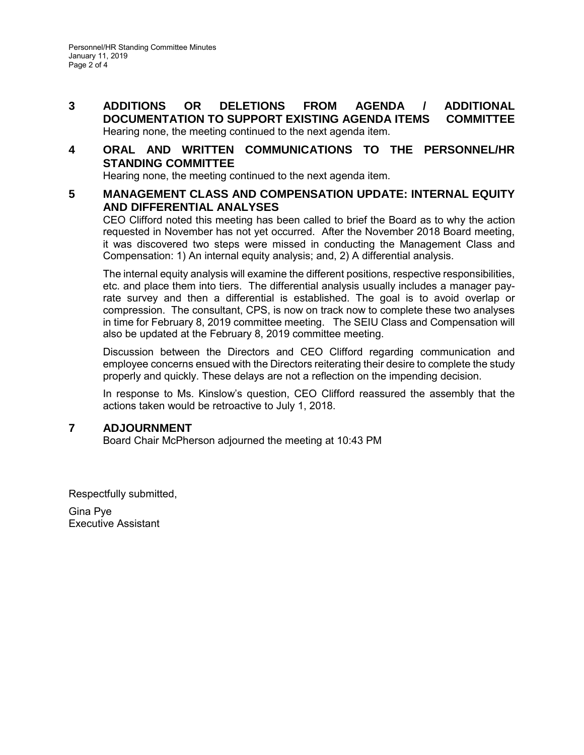## 3 ADDITIONS OR DELETIONS FROM AGENDA / ADDITIONAL DOCUMENTATION TO SUPPORT EXISTING AGENDA ITEMS COMMITTEE

Hearing none, the meeting continued to the next agenda item.

## 4 ORAL AND WRITTEN COMMUNICATIONS TO THE PERSONNEL/HR STANDING COMMITTEE

Hearing none, the meeting continued to the next agenda item.

## 5 MANAGEMENT CLASS AND COMPENSATION UPDATE: INTERNAL EQUITY AND DIFFERENTIAL ANALYSES

CEO Clifford noted this meeting has been called to brief the Board as to why the action requested in November has not yet occurred. After the November 2018 Board meeting, it was discovered two steps were missed in conducting the Management Class and Compensation: 1) An internal equity analysis; and, 2) A differential analysis.

The internal equity analysis will examine the different positions, respective responsibilities, etc. and place them into tiers. The differential analysis usually includes a manager pay-rate survey and then a differential is established. The goal is to avoid overlap or compression. The consultant, CPS, is now on track now to complete these two analyses in time for February 8, 2019 committee meeting. The SEIU Class and Compensation will also be updated at the February 8, 2019 committee meeting.

Discussion between the Directors and CEO Clifford regarding communication and employee concerns ensued with the Directors reiterating their desire to complete the study properly and quickly. These delays are not a reflection on the impending decision.

In response to Ms. Kinslow's question, CEO Clifford reassured the assembly that the actions taken would be retroactive to July 1, 2018.

## 7 ADJOURNMENT

Board Chair McPherson adjourned the meeting at 10:43 PM

Respectfully submitted,

Gina Pye
Executive Assistant